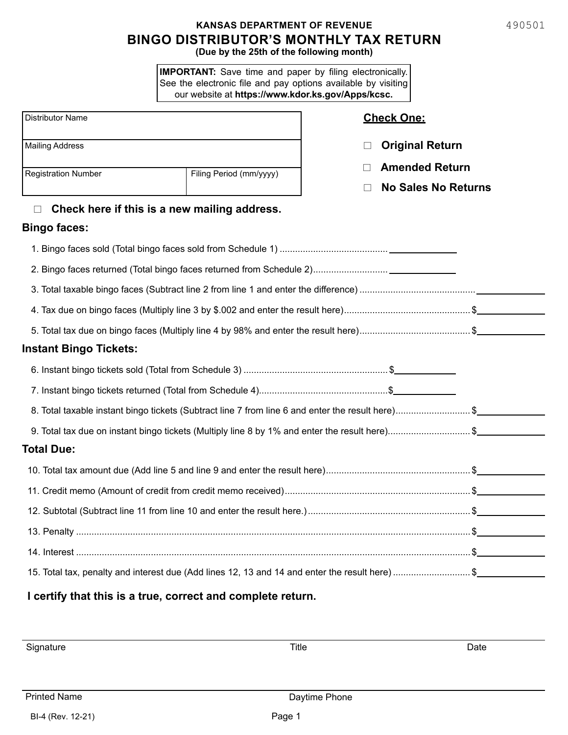490501

**KANSAS DEPARTMENT OF REVENUE**

# BINGO DISTRIBUTOR'S MONTHLY TAX RETURN

**(Due by the 25th of the following month)**

**IMPORTANT:** Save time and paper by filing electronically. See the electronic file and pay options available by visiting our website at **https://www.kdor.ks.gov/Apps/kcsc.**

| Distributor Name | |
|---|---|
| Mailing Address | |
| Registration Number | Filing Period (mm/yyyy) |

**Check One:**

- ☐ **Original Return**
- ☐ **Amended Return**
- ☐ **No Sales No Returns**

☐ **Check here if this is a new mailing address.**

## Bingo faces:

1. Bingo faces sold (Total bingo faces sold from Schedule 1) ____________
2. Bingo faces returned (Total bingo faces returned from Schedule 2) ____________
3. Total taxable bingo faces (Subtract line 2 from line 1 and enter the difference) ____________
4. Tax due on bingo faces (Multiply line 3 by $.002 and enter the result here) $____________
5. Total tax due on bingo faces (Multiply line 4 by 98% and enter the result here) $____________

## Instant Bingo Tickets:

6. Instant bingo tickets sold (Total from Schedule 3) $____________
7. Instant bingo tickets returned (Total from Schedule 4) $____________
8. Total taxable instant bingo tickets (Subtract line 7 from line 6 and enter the result here) $____________
9. Total tax due on instant bingo tickets (Multiply line 8 by 1% and enter the result here) $____________

## Total Due:

10. Total tax amount due (Add line 5 and line 9 and enter the result here) $____________
11. Credit memo (Amount of credit from credit memo received) $____________
12. Subtotal (Subtract line 11 from line 10 and enter the result here.) $____________
13. Penalty $____________
14. Interest $____________
15. Total tax, penalty and interest due (Add lines 12, 13 and 14 and enter the result here) $____________

**I certify that this is a true, correct and complete return.**

| Signature | Title | Date |
|---|---|---|
| | | |

| Printed Name | Daytime Phone |
|---|---|
| | |

BI-4 (Rev. 12-21)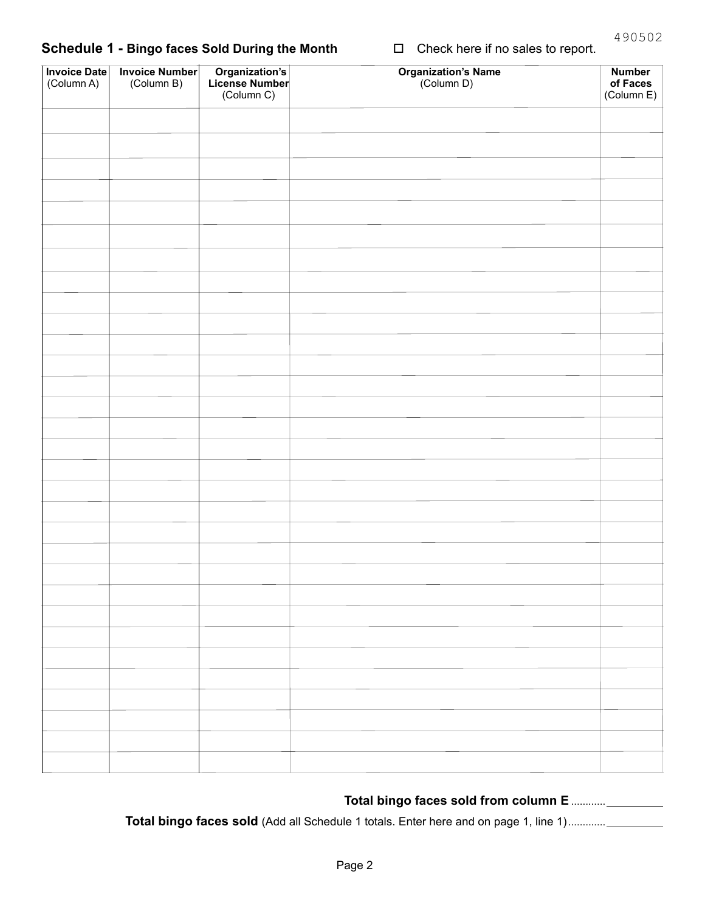490502

## Schedule 1 - Bingo faces Sold During the Month

☐ Check here if no sales to report.

| Invoice Date (Column A) | Invoice Number (Column B) | Organization's License Number (Column C) | Organization's Name (Column D) | Number of Faces (Column E) |
|---|---|---|---|---|
| | | | | |
| | | | | |
| | | | | |
| | | | | |
| | | | | |
| | | | | |
| | | | | |
| | | | | |
| | | | | |
| | | | | |
| | | | | |
| | | | | |
| | | | | |
| | | | | |
| | | | | |
| | | | | |
| | | | | |
| | | | | |
| | | | | |
| | | | | |
| | | | | |
| | | | | |
| | | | | |
| | | | | |
| | | | | |
| | | | | |
| | | | | |
| | | | | |
| | | | | |
| | | | | |
| | | | | |
| | | | | |
| | | | | |

**Total bingo faces sold from column E** ............ __________

**Total bingo faces sold** (Add all Schedule 1 totals. Enter here and on page 1, line 1)............. __________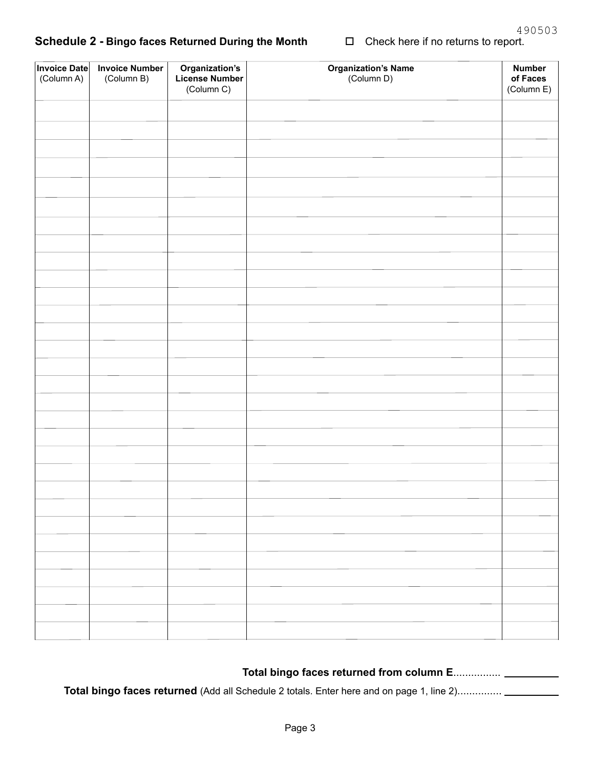490503

**Schedule 2 - Bingo faces Returned During the Month** ☐ Check here if no returns to report.

| **Invoice Date** (Column A) | **Invoice Number** (Column B) | **Organization's License Number** (Column C) | **Organization's Name** (Column D) | **Number of Faces** (Column E) |
|---|---|---|---|---|
| | | | | |
| | | | | |
| | | | | |
| | | | | |
| | | | | |
| | | | | |
| | | | | |
| | | | | |
| | | | | |
| | | | | |
| | | | | |
| | | | | |
| | | | | |
| | | | | |
| | | | | |
| | | | | |
| | | | | |
| | | | | |
| | | | | |
| | | | | |
| | | | | |
| | | | | |
| | | | | |
| | | | | |
| | | | | |
| | | | | |
| | | | | |
| | | | | |
| | | | | |
| | | | | |

**Total bingo faces returned from column E**................ ______

**Total bingo faces returned** (Add all Schedule 2 totals. Enter here and on page 1, line 2)............... ______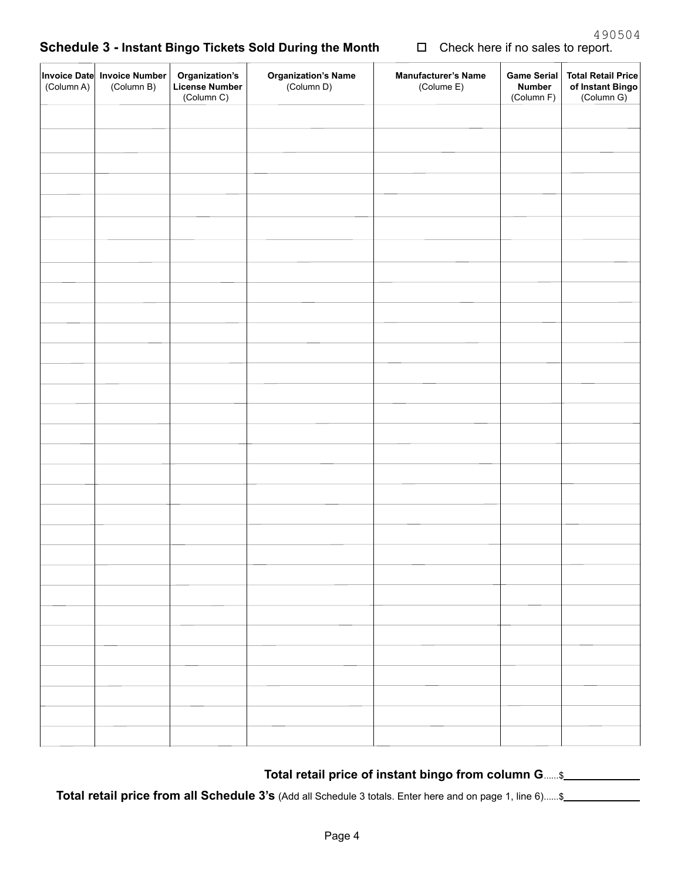490504

## Schedule 3 - Instant Bingo Tickets Sold During the Month

☐ Check here if no sales to report.

| Invoice Date (Column A) | Invoice Number (Column B) | Organization's License Number (Column C) | Organization's Name (Column D) | Manufacturer's Name (Colume E) | Game Serial Number (Column F) | Total Retail Price of Instant Bingo (Column G) |
|---|---|---|---|---|---|---|
| | | | | | | |
| | | | | | | |
| | | | | | | |
| | | | | | | |
| | | | | | | |
| | | | | | | |
| | | | | | | |
| | | | | | | |
| | | | | | | |
| | | | | | | |
| | | | | | | |
| | | | | | | |
| | | | | | | |
| | | | | | | |
| | | | | | | |
| | | | | | | |
| | | | | | | |
| | | | | | | |
| | | | | | | |
| | | | | | | |
| | | | | | | |
| | | | | | | |
| | | | | | | |
| | | | | | | |
| | | | | | | |
| | | | | | | |
| | | | | | | |
| | | | | | | |
| | | | | | | |
| | | | | | | |
| | | | | | | |
| | | | | | | |
| | | | | | | |

**Total retail price of instant bingo from column G**......$____________

**Total retail price from all Schedule 3's** (Add all Schedule 3 totals. Enter here and on page 1, line 6)......$____________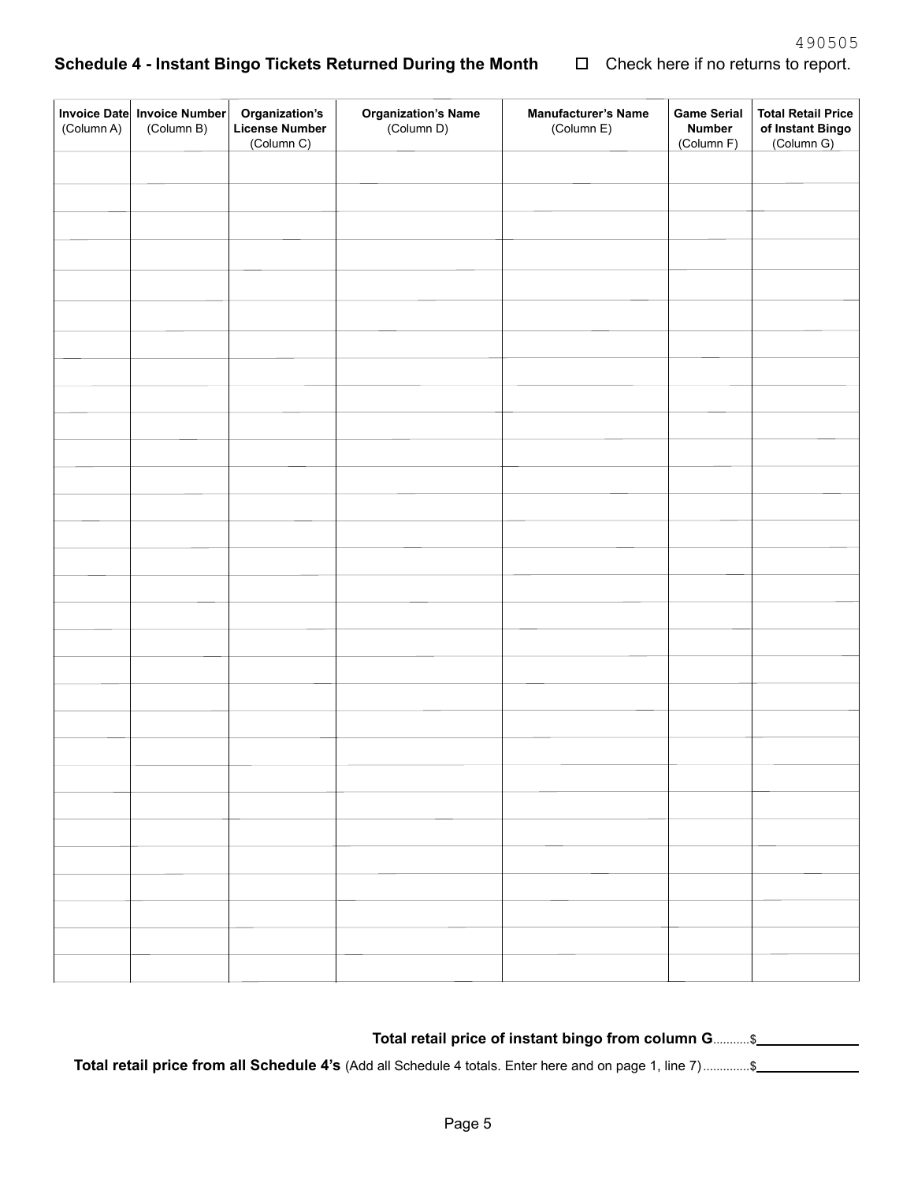490505

**Schedule 4 - Instant Bingo Tickets Returned During the Month** ☐ Check here if no returns to report.

| Invoice Date (Column A) | Invoice Number (Column B) | Organization's License Number (Column C) | Organization's Name (Column D) | Manufacturer's Name (Column E) | Game Serial Number (Column F) | Total Retail Price of Instant Bingo (Column G) |
|---|---|---|---|---|---|---|
| | | | | | | |
| | | | | | | |
| | | | | | | |
| | | | | | | |
| | | | | | | |
| | | | | | | |
| | | | | | | |
| | | | | | | |
| | | | | | | |
| | | | | | | |
| | | | | | | |
| | | | | | | |
| | | | | | | |
| | | | | | | |
| | | | | | | |
| | | | | | | |
| | | | | | | |
| | | | | | | |
| | | | | | | |
| | | | | | | |
| | | | | | | |
| | | | | | | |
| | | | | | | |
| | | | | | | |
| | | | | | | |
| | | | | | | |
| | | | | | | |
| | | | | | | |
| | | | | | | |
| | | | | | | |
| | | | | | | |
| | | | | | | |

**Total retail price of instant bingo from column G**...........$______________

**Total retail price from all Schedule 4's** (Add all Schedule 4 totals. Enter here and on page 1, line 7)..............$______________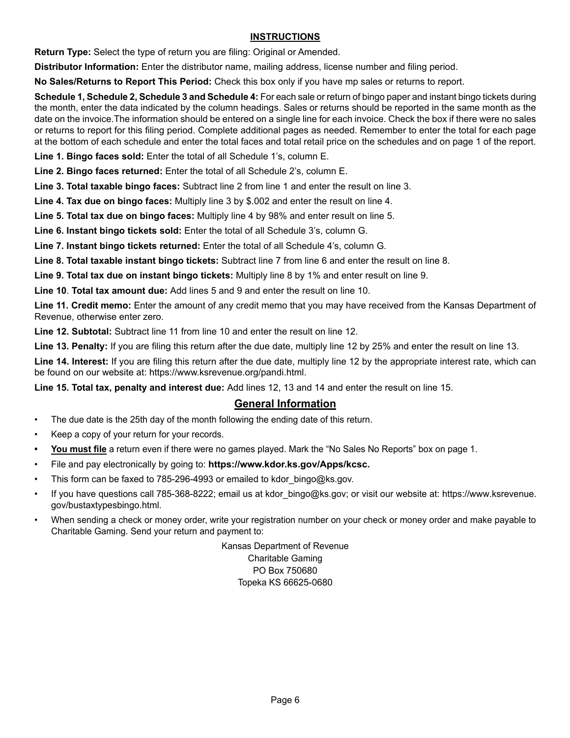## INSTRUCTIONS

**Return Type:** Select the type of return you are filing: Original or Amended.

**Distributor Information:** Enter the distributor name, mailing address, license number and filing period.

**No Sales/Returns to Report This Period:** Check this box only if you have mp sales or returns to report.

**Schedule 1, Schedule 2, Schedule 3 and Schedule 4:** For each sale or return of bingo paper and instant bingo tickets during the month, enter the data indicated by the column headings. Sales or returns should be reported in the same month as the date on the invoice.The information should be entered on a single line for each invoice. Check the box if there were no sales or returns to report for this filing period. Complete additional pages as needed. Remember to enter the total for each page at the bottom of each schedule and enter the total faces and total retail price on the schedules and on page 1 of the report.

**Line 1. Bingo faces sold:** Enter the total of all Schedule 1's, column E.

**Line 2. Bingo faces returned:** Enter the total of all Schedule 2's, column E.

**Line 3. Total taxable bingo faces:** Subtract line 2 from line 1 and enter the result on line 3.

**Line 4. Tax due on bingo faces:** Multiply line 3 by $.002 and enter the result on line 4.

**Line 5. Total tax due on bingo faces:** Multiply line 4 by 98% and enter result on line 5.

**Line 6. Instant bingo tickets sold:** Enter the total of all Schedule 3's, column G.

**Line 7. Instant bingo tickets returned:** Enter the total of all Schedule 4's, column G.

**Line 8. Total taxable instant bingo tickets:** Subtract line 7 from line 6 and enter the result on line 8.

**Line 9. Total tax due on instant bingo tickets:** Multiply line 8 by 1% and enter result on line 9.

**Line 10**. **Total tax amount due:** Add lines 5 and 9 and enter the result on line 10.

**Line 11. Credit memo:** Enter the amount of any credit memo that you may have received from the Kansas Department of Revenue, otherwise enter zero.

**Line 12. Subtotal:** Subtract line 11 from line 10 and enter the result on line 12.

**Line 13. Penalty:** If you are filing this return after the due date, multiply line 12 by 25% and enter the result on line 13.

**Line 14. Interest:** If you are filing this return after the due date, multiply line 12 by the appropriate interest rate, which can be found on our website at: https://www.ksrevenue.org/pandi.html.

**Line 15. Total tax, penalty and interest due:** Add lines 12, 13 and 14 and enter the result on line 15.

## General Information

- The due date is the 25th day of the month following the ending date of this return.
- Keep a copy of your return for your records.
- **You must file** a return even if there were no games played. Mark the "No Sales No Reports" box on page 1.
- File and pay electronically by going to: **https://www.kdor.ks.gov/Apps/kcsc.**
- This form can be faxed to 785-296-4993 or emailed to kdor_bingo@ks.gov.
- If you have questions call 785-368-8222; email us at kdor_bingo@ks.gov; or visit our website at: https://www.ksrevenue.gov/bustaxtypesbingo.html.
- When sending a check or money order, write your registration number on your check or money order and make payable to Charitable Gaming. Send your return and payment to:

Kansas Department of Revenue
Charitable Gaming
PO Box 750680
Topeka KS 66625-0680